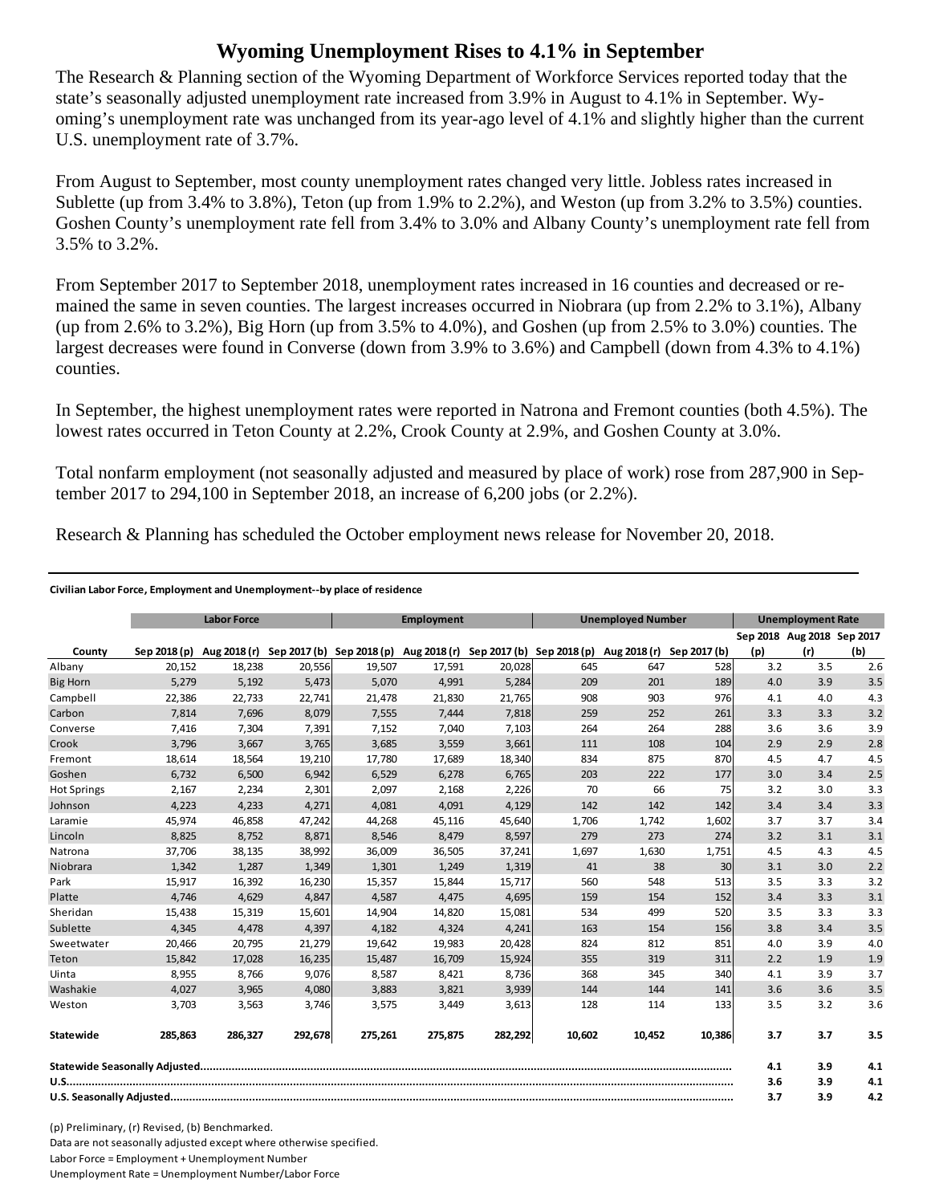# Wyoming Unemployment Rises to 4.1% in September

The Research & Planning section of the Wyoming Department of Workforce Services reported today that the state's seasonally adjusted unemployment rate increased from 3.9% in August to 4.1% in September. Wyoming's unemployment rate was unchanged from its year-ago level of 4.1% and slightly higher than the current U.S. unemployment rate of 3.7%.

From August to September, most county unemployment rates changed very little. Jobless rates increased in Sublette (up from 3.4% to 3.8%), Teton (up from 1.9% to 2.2%), and Weston (up from 3.2% to 3.5%) counties. Goshen County's unemployment rate fell from 3.4% to 3.0% and Albany County's unemployment rate fell from 3.5% to 3.2%.

From September 2017 to September 2018, unemployment rates increased in 16 counties and decreased or remained the same in seven counties. The largest increases occurred in Niobrara (up from 2.2% to 3.1%), Albany (up from 2.6% to 3.2%), Big Horn (up from 3.5% to 4.0%), and Goshen (up from 2.5% to 3.0%) counties. The largest decreases were found in Converse (down from 3.9% to 3.6%) and Campbell (down from 4.3% to 4.1%) counties.

In September, the highest unemployment rates were reported in Natrona and Fremont counties (both 4.5%). The lowest rates occurred in Teton County at 2.2%, Crook County at 2.9%, and Goshen County at 3.0%.

Total nonfarm employment (not seasonally adjusted and measured by place of work) rose from 287,900 in September 2017 to 294,100 in September 2018, an increase of 6,200 jobs (or 2.2%).

Research & Planning has scheduled the October employment news release for November 20, 2018.

**Civilian Labor Force, Employment and Unemployment--by place of residence**

| | Labor Force | | | Employment | | | Unemployed Number | | | Unemployment Rate | | |
|---|---|---|---|---|---|---|---|---|---|---|---|---|
| County | Sep 2018 (p) | Aug 2018 (r) | Sep 2017 (b) | Sep 2018 (p) | Aug 2018 (r) | Sep 2017 (b) | Sep 2018 (p) | Aug 2018 (r) | Sep 2017 (b) | Sep 2018 (p) | Aug 2018 (r) | Sep 2017 (b) |
| Albany | 20,152 | 18,238 | 20,556 | 19,507 | 17,591 | 20,028 | 645 | 647 | 528 | 3.2 | 3.5 | 2.6 |
| Big Horn | 5,279 | 5,192 | 5,473 | 5,070 | 4,991 | 5,284 | 209 | 201 | 189 | 4.0 | 3.9 | 3.5 |
| Campbell | 22,386 | 22,733 | 22,741 | 21,478 | 21,830 | 21,765 | 908 | 903 | 976 | 4.1 | 4.0 | 4.3 |
| Carbon | 7,814 | 7,696 | 8,079 | 7,555 | 7,444 | 7,818 | 259 | 252 | 261 | 3.3 | 3.3 | 3.2 |
| Converse | 7,416 | 7,304 | 7,391 | 7,152 | 7,040 | 7,103 | 264 | 264 | 288 | 3.6 | 3.6 | 3.9 |
| Crook | 3,796 | 3,667 | 3,765 | 3,685 | 3,559 | 3,661 | 111 | 108 | 104 | 2.9 | 2.9 | 2.8 |
| Fremont | 18,614 | 18,564 | 19,210 | 17,780 | 17,689 | 18,340 | 834 | 875 | 870 | 4.5 | 4.7 | 4.5 |
| Goshen | 6,732 | 6,500 | 6,942 | 6,529 | 6,278 | 6,765 | 203 | 222 | 177 | 3.0 | 3.4 | 2.5 |
| Hot Springs | 2,167 | 2,234 | 2,301 | 2,097 | 2,168 | 2,226 | 70 | 66 | 75 | 3.2 | 3.0 | 3.3 |
| Johnson | 4,223 | 4,233 | 4,271 | 4,081 | 4,091 | 4,129 | 142 | 142 | 142 | 3.4 | 3.4 | 3.3 |
| Laramie | 45,974 | 46,858 | 47,242 | 44,268 | 45,116 | 45,640 | 1,706 | 1,742 | 1,602 | 3.7 | 3.7 | 3.4 |
| Lincoln | 8,825 | 8,752 | 8,871 | 8,546 | 8,479 | 8,597 | 279 | 273 | 274 | 3.2 | 3.1 | 3.1 |
| Natrona | 37,706 | 38,135 | 38,992 | 36,009 | 36,505 | 37,241 | 1,697 | 1,630 | 1,751 | 4.5 | 4.3 | 4.5 |
| Niobrara | 1,342 | 1,287 | 1,349 | 1,301 | 1,249 | 1,319 | 41 | 38 | 30 | 3.1 | 3.0 | 2.2 |
| Park | 15,917 | 16,392 | 16,230 | 15,357 | 15,844 | 15,717 | 560 | 548 | 513 | 3.5 | 3.3 | 3.2 |
| Platte | 4,746 | 4,629 | 4,847 | 4,587 | 4,475 | 4,695 | 159 | 154 | 152 | 3.4 | 3.3 | 3.1 |
| Sheridan | 15,438 | 15,319 | 15,601 | 14,904 | 14,820 | 15,081 | 534 | 499 | 520 | 3.5 | 3.3 | 3.3 |
| Sublette | 4,345 | 4,478 | 4,397 | 4,182 | 4,324 | 4,241 | 163 | 154 | 156 | 3.8 | 3.4 | 3.5 |
| Sweetwater | 20,466 | 20,795 | 21,279 | 19,642 | 19,983 | 20,428 | 824 | 812 | 851 | 4.0 | 3.9 | 4.0 |
| Teton | 15,842 | 17,028 | 16,235 | 15,487 | 16,709 | 15,924 | 355 | 319 | 311 | 2.2 | 1.9 | 1.9 |
| Uinta | 8,955 | 8,766 | 9,076 | 8,587 | 8,421 | 8,736 | 368 | 345 | 340 | 4.1 | 3.9 | 3.7 |
| Washakie | 4,027 | 3,965 | 4,080 | 3,883 | 3,821 | 3,939 | 144 | 144 | 141 | 3.6 | 3.6 | 3.5 |
| Weston | 3,703 | 3,563 | 3,746 | 3,575 | 3,449 | 3,613 | 128 | 114 | 133 | 3.5 | 3.2 | 3.6 |
| **Statewide** | **285,863** | **286,327** | **292,678** | **275,261** | **275,875** | **282,292** | **10,602** | **10,452** | **10,386** | **3.7** | **3.7** | **3.5** |
| **Statewide Seasonally Adjusted** | | | | | | | | | | **4.1** | **3.9** | **4.1** |
| **U.S.** | | | | | | | | | | **3.6** | **3.9** | **4.1** |
| **U.S. Seasonally Adjusted** | | | | | | | | | | **3.7** | **3.9** | **4.2** |

(p) Preliminary, (r) Revised, (b) Benchmarked.

Data are not seasonally adjusted except where otherwise specified.

Labor Force = Employment + Unemployment Number

Unemployment Rate = Unemployment Number/Labor Force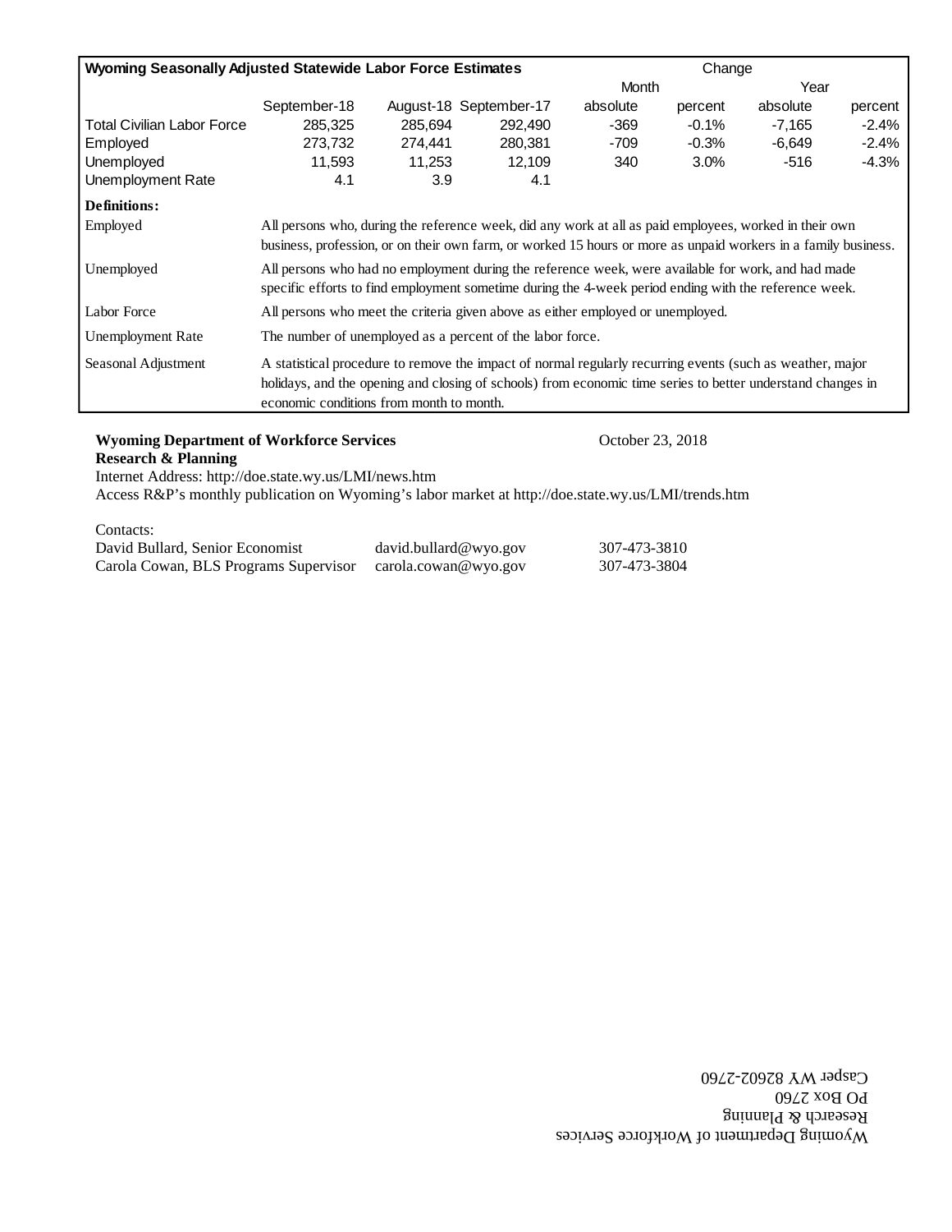| Wyoming Seasonally Adjusted Statewide Labor Force Estimates | | | | Change | | | |
|---|---|---|---|---|---|---|---|
| | | | | Month | | Year | |
| | September-18 | August-18 | September-17 | absolute | percent | absolute | percent |
| Total Civilian Labor Force | 285,325 | 285,694 | 292,490 | -369 | -0.1% | -7,165 | -2.4% |
| Employed | 273,732 | 274,441 | 280,381 | -709 | -0.3% | -6,649 | -2.4% |
| Unemployed | 11,593 | 11,253 | 12,109 | 340 | 3.0% | -516 | -4.3% |
| Unemployment Rate | 4.1 | 3.9 | 4.1 | | | | |

**Definitions:**

| | |
|---|---|
| Employed | All persons who, during the reference week, did any work at all as paid employees, worked in their own business, profession, or on their own farm, or worked 15 hours or more as unpaid workers in a family business. |
| Unemployed | All persons who had no employment during the reference week, were available for work, and had made specific efforts to find employment sometime during the 4-week period ending with the reference week. |
| Labor Force | All persons who meet the criteria given above as either employed or unemployed. |
| Unemployment Rate | The number of unemployed as a percent of the labor force. |
| Seasonal Adjustment | A statistical procedure to remove the impact of normal regularly recurring events (such as weather, major holidays, and the opening and closing of schools) from economic time series to better understand changes in economic conditions from month to month. |

**Wyoming Department of Workforce Services**
**Research & Planning**

October 23, 2018

Internet Address: http://doe.state.wy.us/LMI/news.htm
Access R&P's monthly publication on Wyoming's labor market at http://doe.state.wy.us/LMI/trends.htm

Contacts:

| | | |
|---|---|---|
| David Bullard, Senior Economist | david.bullard@wyo.gov | 307-473-3810 |
| Carola Cowan, BLS Programs Supervisor | carola.cowan@wyo.gov | 307-473-3804 |

Wyoming Department of Workforce Services
Research & Planning
PO Box 2760
Casper WY 82602-2760